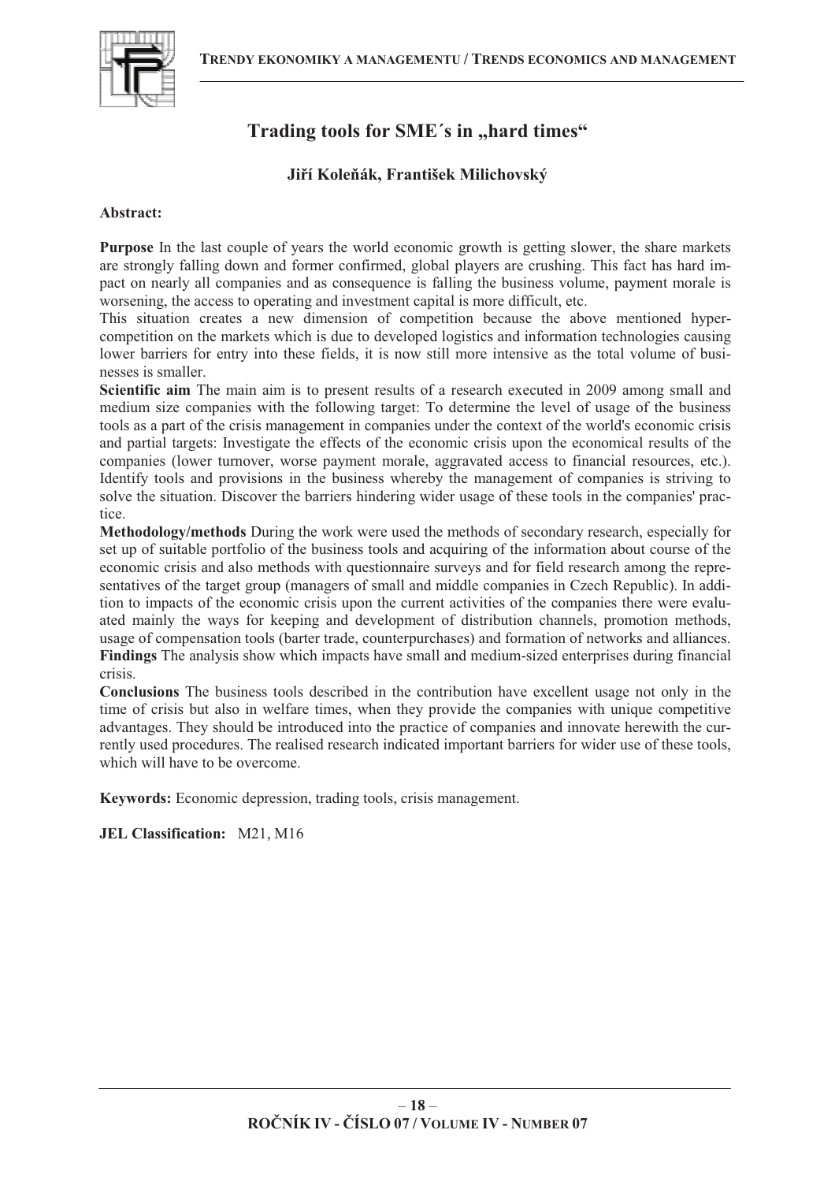# Trading tools for SME´s in „hard times“

**Jiří Koleňák, František Milichovský**

**Abstract:**

**Purpose** In the last couple of years the world economic growth is getting slower, the share markets are strongly falling down and former confirmed, global players are crushing. This fact has hard impact on nearly all companies and as consequence is falling the business volume, payment morale is worsening, the access to operating and investment capital is more difficult, etc.

This situation creates a new dimension of competition because the above mentioned hyper-competition on the markets which is due to developed logistics and information technologies causing lower barriers for entry into these fields, it is now still more intensive as the total volume of businesses is smaller.

**Scientific aim** The main aim is to present results of a research executed in 2009 among small and medium size companies with the following target: To determine the level of usage of the business tools as a part of the crisis management in companies under the context of the world's economic crisis and partial targets: Investigate the effects of the economic crisis upon the economical results of the companies (lower turnover, worse payment morale, aggravated access to financial resources, etc.). Identify tools and provisions in the business whereby the management of companies is striving to solve the situation. Discover the barriers hindering wider usage of these tools in the companies' practice.

**Methodology/methods** During the work were used the methods of secondary research, especially for set up of suitable portfolio of the business tools and acquiring of the information about course of the economic crisis and also methods with questionnaire surveys and for field research among the representatives of the target group (managers of small and middle companies in Czech Republic). In addition to impacts of the economic crisis upon the current activities of the companies there were evaluated mainly the ways for keeping and development of distribution channels, promotion methods, usage of compensation tools (barter trade, counterpurchases) and formation of networks and alliances.

**Findings** The analysis show which impacts have small and medium-sized enterprises during financial crisis.

**Conclusions** The business tools described in the contribution have excellent usage not only in the time of crisis but also in welfare times, when they provide the companies with unique competitive advantages. They should be introduced into the practice of companies and innovate herewith the currently used procedures. The realised research indicated important barriers for wider use of these tools, which will have to be overcome.

**Keywords:** Economic depression, trading tools, crisis management.

**JEL Classification:** M21, M16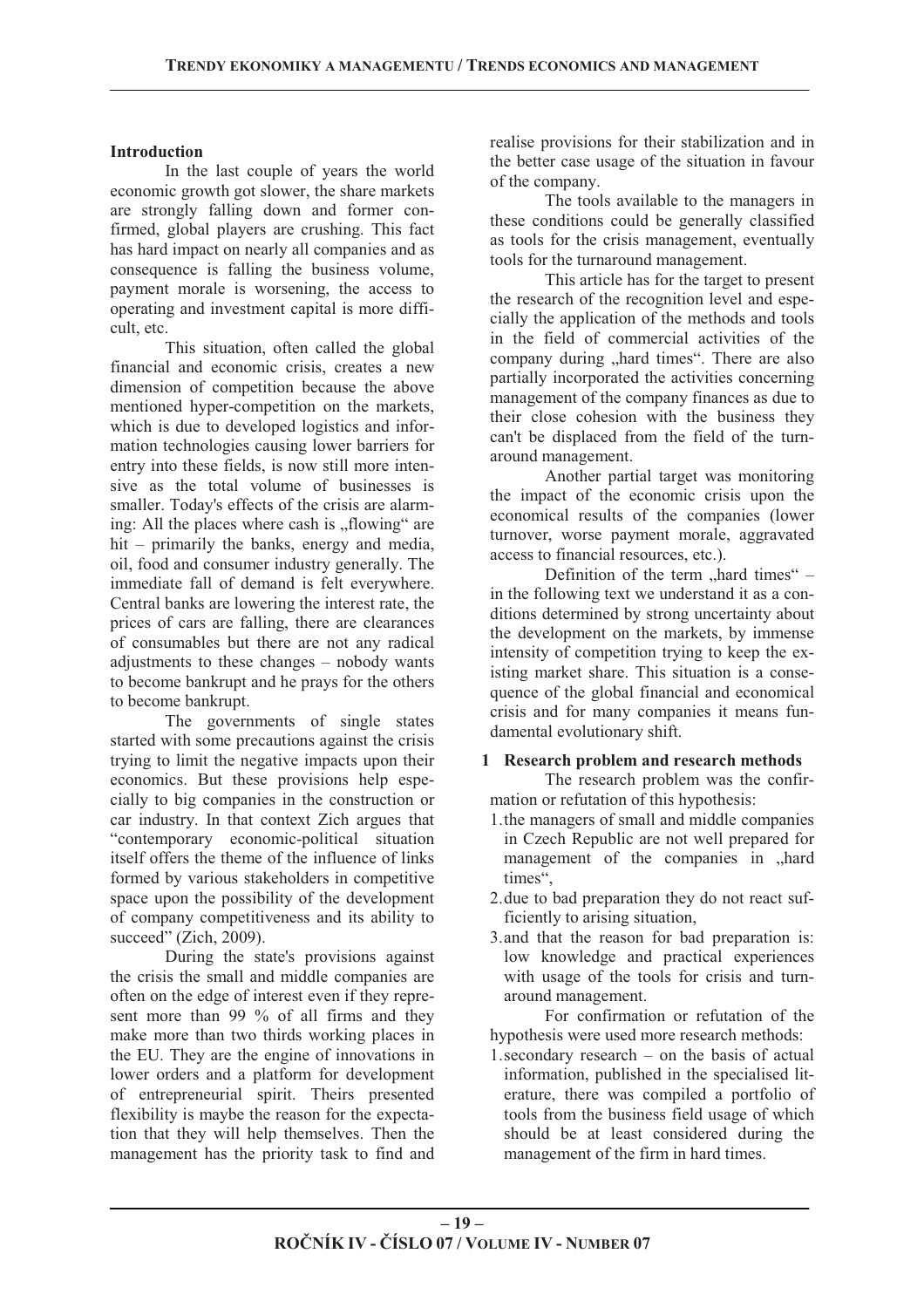## Introduction

In the last couple of years the world economic growth got slower, the share markets are strongly falling down and former confirmed, global players are crushing. This fact has hard impact on nearly all companies and as consequence is falling the business volume, payment morale is worsening, the access to operating and investment capital is more difficult, etc.

This situation, often called the global financial and economic crisis, creates a new dimension of competition because the above mentioned hyper-competition on the markets, which is due to developed logistics and information technologies causing lower barriers for entry into these fields, is now still more intensive as the total volume of businesses is smaller. Today's effects of the crisis are alarming: All the places where cash is „flowing" are hit – primarily the banks, energy and media, oil, food and consumer industry generally. The immediate fall of demand is felt everywhere. Central banks are lowering the interest rate, the prices of cars are falling, there are clearances of consumables but there are not any radical adjustments to these changes – nobody wants to become bankrupt and he prays for the others to become bankrupt.

The governments of single states started with some precautions against the crisis trying to limit the negative impacts upon their economics. But these provisions help especially to big companies in the construction or car industry. In that context Zich argues that "contemporary economic-political situation itself offers the theme of the influence of links formed by various stakeholders in competitive space upon the possibility of the development of company competitiveness and its ability to succeed" (Zich, 2009).

During the state's provisions against the crisis the small and middle companies are often on the edge of interest even if they represent more than 99 % of all firms and they make more than two thirds working places in the EU. They are the engine of innovations in lower orders and a platform for development of entrepreneurial spirit. Theirs presented flexibility is maybe the reason for the expectation that they will help themselves. Then the management has the priority task to find and realise provisions for their stabilization and in the better case usage of the situation in favour of the company.

The tools available to the managers in these conditions could be generally classified as tools for the crisis management, eventually tools for the turnaround management.

This article has for the target to present the research of the recognition level and especially the application of the methods and tools in the field of commercial activities of the company during „hard times". There are also partially incorporated the activities concerning management of the company finances as due to their close cohesion with the business they can't be displaced from the field of the turnaround management.

Another partial target was monitoring the impact of the economic crisis upon the economical results of the companies (lower turnover, worse payment morale, aggravated access to financial resources, etc.).

Definition of the term „hard times" – in the following text we understand it as a conditions determined by strong uncertainty about the development on the markets, by immense intensity of competition trying to keep the existing market share. This situation is a consequence of the global financial and economical crisis and for many companies it means fundamental evolutionary shift.

## 1 Research problem and research methods

The research problem was the confirmation or refutation of this hypothesis:

1. the managers of small and middle companies in Czech Republic are not well prepared for management of the companies in „hard times",
2. due to bad preparation they do not react sufficiently to arising situation,
3. and that the reason for bad preparation is: low knowledge and practical experiences with usage of the tools for crisis and turnaround management.

For confirmation or refutation of the hypothesis were used more research methods:

1. secondary research – on the basis of actual information, published in the specialised literature, there was compiled a portfolio of tools from the business field usage of which should be at least considered during the management of the firm in hard times.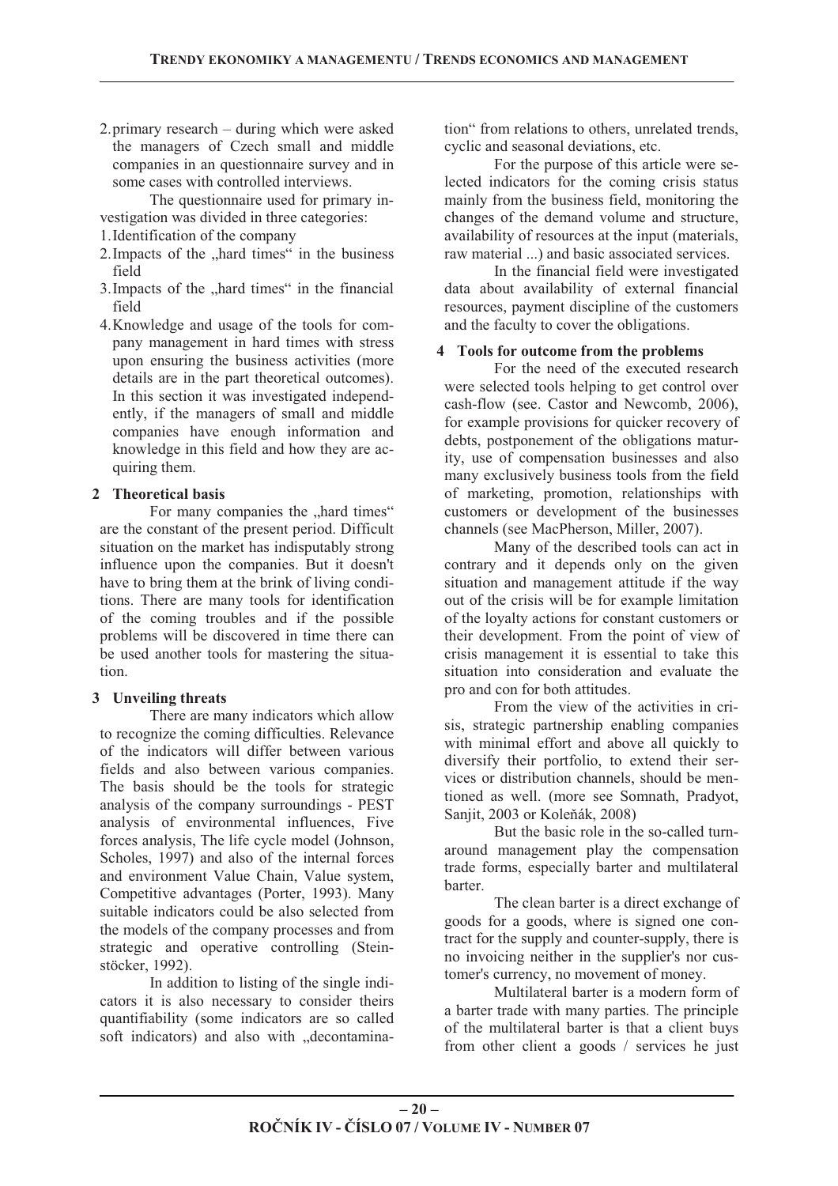2. primary research – during which were asked the managers of Czech small and middle companies in an questionnaire survey and in some cases with controlled interviews.

The questionnaire used for primary investigation was divided in three categories:

1. Identification of the company
2. Impacts of the „hard times“ in the business field
3. Impacts of the „hard times“ in the financial field
4. Knowledge and usage of the tools for company management in hard times with stress upon ensuring the business activities (more details are in the part theoretical outcomes). In this section it was investigated independently, if the managers of small and middle companies have enough information and knowledge in this field and how they are acquiring them.

## 2 Theoretical basis

For many companies the „hard times“ are the constant of the present period. Difficult situation on the market has indisputably strong influence upon the companies. But it doesn't have to bring them at the brink of living conditions. There are many tools for identification of the coming troubles and if the possible problems will be discovered in time there can be used another tools for mastering the situation.

## 3 Unveiling threats

There are many indicators which allow to recognize the coming difficulties. Relevance of the indicators will differ between various fields and also between various companies. The basis should be the tools for strategic analysis of the company surroundings - PEST analysis of environmental influences, Five forces analysis, The life cycle model (Johnson, Scholes, 1997) and also of the internal forces and environment Value Chain, Value system, Competitive advantages (Porter, 1993). Many suitable indicators could be also selected from the models of the company processes and from strategic and operative controlling (Steinstöcker, 1992).

In addition to listing of the single indicators it is also necessary to consider theirs quantifiability (some indicators are so called soft indicators) and also with „decontamination“ from relations to others, unrelated trends, cyclic and seasonal deviations, etc.

For the purpose of this article were selected indicators for the coming crisis status mainly from the business field, monitoring the changes of the demand volume and structure, availability of resources at the input (materials, raw material ...) and basic associated services.

In the financial field were investigated data about availability of external financial resources, payment discipline of the customers and the faculty to cover the obligations.

## 4 Tools for outcome from the problems

For the need of the executed research were selected tools helping to get control over cash-flow (see. Castor and Newcomb, 2006), for example provisions for quicker recovery of debts, postponement of the obligations maturity, use of compensation businesses and also many exclusively business tools from the field of marketing, promotion, relationships with customers or development of the businesses channels (see MacPherson, Miller, 2007).

Many of the described tools can act in contrary and it depends only on the given situation and management attitude if the way out of the crisis will be for example limitation of the loyalty actions for constant customers or their development. From the point of view of crisis management it is essential to take this situation into consideration and evaluate the pro and con for both attitudes.

From the view of the activities in crisis, strategic partnership enabling companies with minimal effort and above all quickly to diversify their portfolio, to extend their services or distribution channels, should be mentioned as well. (more see Somnath, Pradyot, Sanjit, 2003 or Koleňák, 2008)

But the basic role in the so-called turnaround management play the compensation trade forms, especially barter and multilateral barter.

The clean barter is a direct exchange of goods for a goods, where is signed one contract for the supply and counter-supply, there is no invoicing neither in the supplier's nor customer's currency, no movement of money.

Multilateral barter is a modern form of a barter trade with many parties. The principle of the multilateral barter is that a client buys from other client a goods / services he just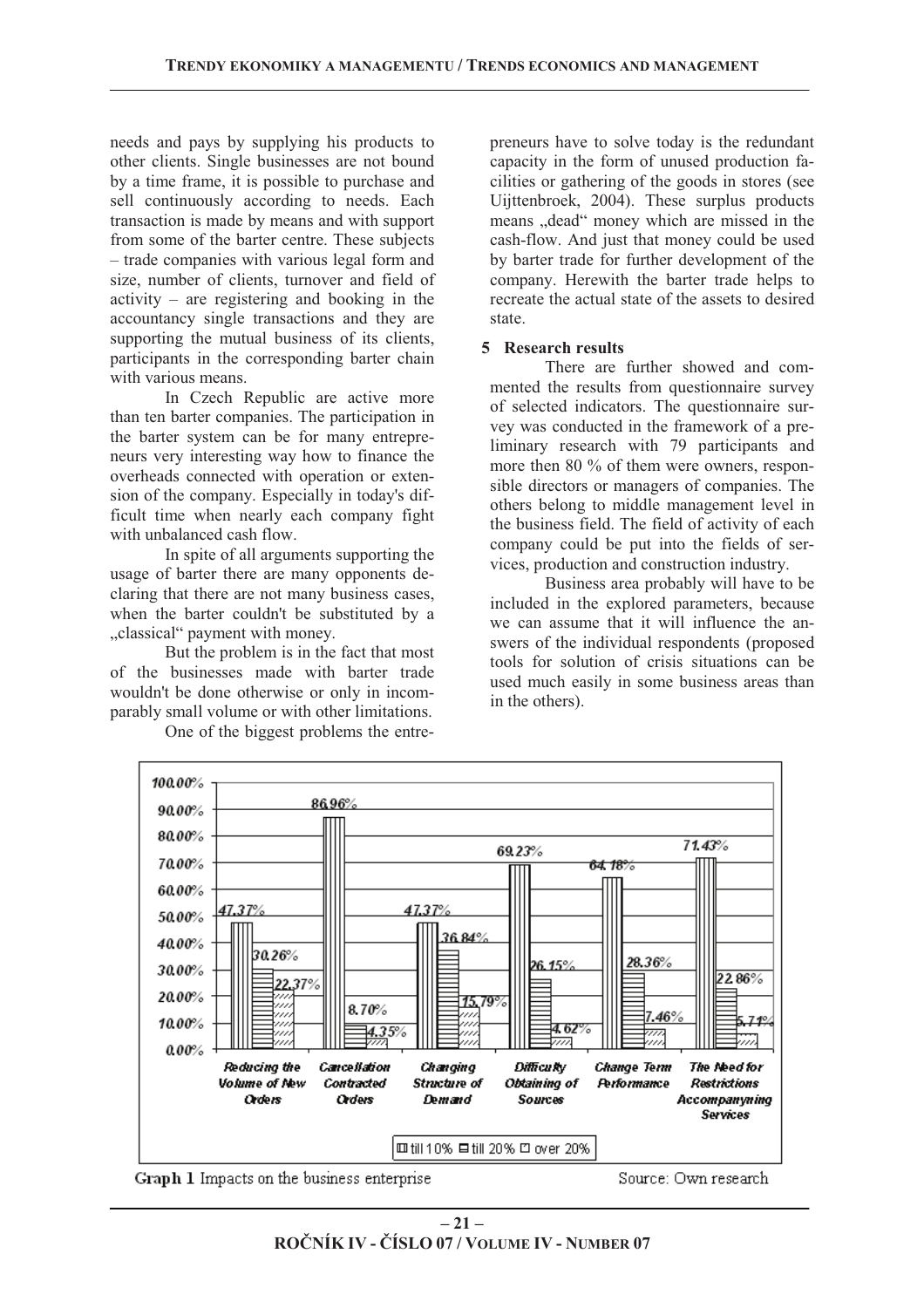needs and pays by supplying his products to other clients. Single businesses are not bound by a time frame, it is possible to purchase and sell continuously according to needs. Each transaction is made by means and with support from some of the barter centre. These subjects – trade companies with various legal form and size, number of clients, turnover and field of activity – are registering and booking in the accountancy single transactions and they are supporting the mutual business of its clients, participants in the corresponding barter chain with various means.

In Czech Republic are active more than ten barter companies. The participation in the barter system can be for many entrepreneurs very interesting way how to finance the overheads connected with operation or extension of the company. Especially in today's difficult time when nearly each company fight with unbalanced cash flow.

In spite of all arguments supporting the usage of barter there are many opponents declaring that there are not many business cases, when the barter couldn't be substituted by a „classical" payment with money.

But the problem is in the fact that most of the businesses made with barter trade wouldn't be done otherwise or only in incomparably small volume or with other limitations.

One of the biggest problems the entrepreneurs have to solve today is the redundant capacity in the form of unused production facilities or gathering of the goods in stores (see Uijttenbroek, 2004). These surplus products means „dead" money which are missed in the cash-flow. And just that money could be used by barter trade for further development of the company. Herewith the barter trade helps to recreate the actual state of the assets to desired state.

## 5 Research results

There are further showed and commented the results from questionnaire survey of selected indicators. The questionnaire survey was conducted in the framework of a preliminary research with 79 participants and more then 80 % of them were owners, responsible directors or managers of companies. The others belong to middle management level in the business field. The field of activity of each company could be put into the fields of services, production and construction industry.

Business area probably will have to be included in the explored parameters, because we can assume that it will influence the answers of the individual respondents (proposed tools for solution of crisis situations can be used much easily in some business areas than in the others).

| | till 10% | till 20% | over 20% |
|---|---|---|---|
| Reducing the Volume of New Orders | 47.37% | 30.26% | 22.37% |
| Cancellation Contracted Orders | 86.96% | 8.70% | 4.35% |
| Changing Structure of Demand | 47.37% | 36.84% | 15.79% |
| Difficulty Obtaining of Sources | 69.23% | 26.15% | 4.62% |
| Change Term Performance | 64.18% | 28.36% | 7.46% |
| The Need for Restrictions Accompanying Services | 71.43% | 22.86% | 5.71% |

**Graph 1** Impacts on the business enterprise

Source: Own research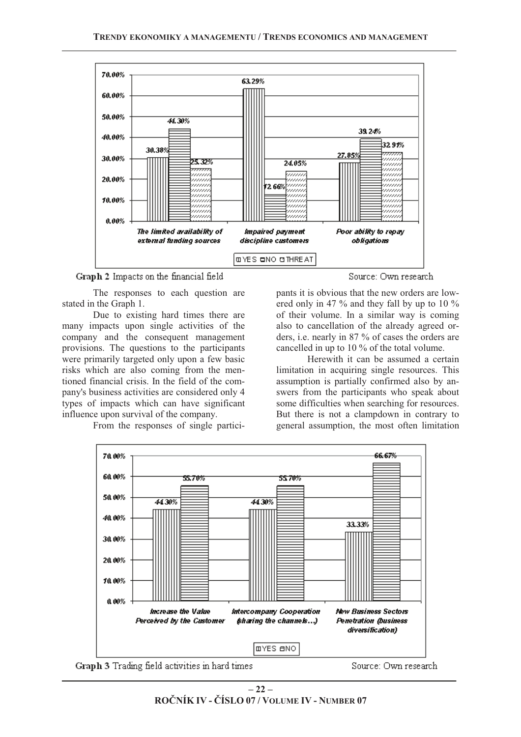Graph 2 Impacts on the financial field

Source: Own research

The responses to each question are stated in the Graph 1.

Due to existing hard times there are many impacts upon single activities of the company and the consequent management provisions. The questions to the participants were primarily targeted only upon a few basic risks which are also coming from the mentioned financial crisis. In the field of the company's business activities are considered only 4 types of impacts which can have significant influence upon survival of the company.

From the responses of single participants it is obvious that the new orders are lowered only in 47 % and they fall by up to 10 % of their volume. In a similar way is coming also to cancellation of the already agreed orders, i.e. nearly in 87 % of cases the orders are cancelled in up to 10 % of the total volume.

Herewith it can be assumed a certain limitation in acquiring single resources. This assumption is partially confirmed also by answers from the participants who speak about some difficulties when searching for resources. But there is not a clampdown in contrary to general assumption, the most often limitation

Graph 3 Trading field activities in hard times

Source: Own research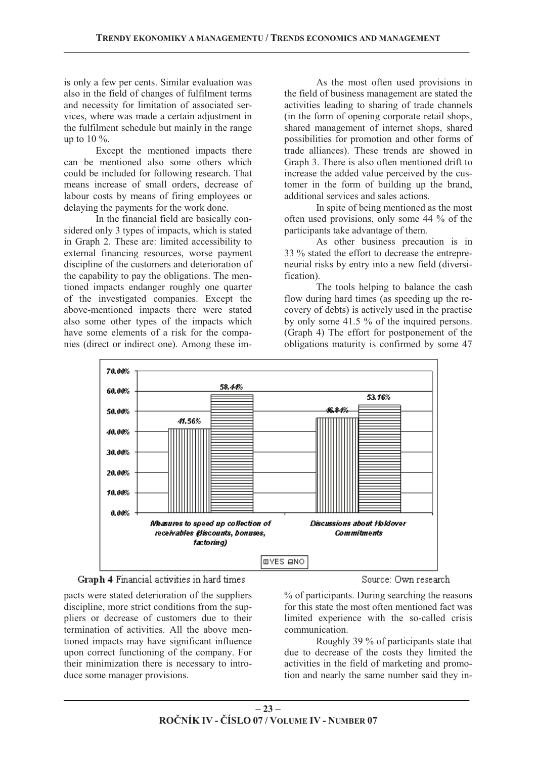is only a few per cents. Similar evaluation was also in the field of changes of fulfilment terms and necessity for limitation of associated services, where was made a certain adjustment in the fulfilment schedule but mainly in the range up to 10 %.

Except the mentioned impacts there can be mentioned also some others which could be included for following research. That means increase of small orders, decrease of labour costs by means of firing employees or delaying the payments for the work done.

In the financial field are basically considered only 3 types of impacts, which is stated in Graph 2. These are: limited accessibility to external financing resources, worse payment discipline of the customers and deterioration of the capability to pay the obligations. The mentioned impacts endanger roughly one quarter of the investigated companies. Except the above-mentioned impacts there were stated also some other types of the impacts which have some elements of a risk for the companies (direct or indirect one). Among these impacts were stated deterioration of the suppliers discipline, more strict conditions from the suppliers or decrease of customers due to their termination of activities. All the above mentioned impacts may have significant influence upon correct functioning of the company. For their minimization there is necessary to introduce some manager provisions.

As the most often used provisions in the field of business management are stated the activities leading to sharing of trade channels (in the form of opening corporate retail shops, shared management of internet shops, shared possibilities for promotion and other forms of trade alliances). These trends are showed in Graph 3. There is also often mentioned drift to increase the added value perceived by the customer in the form of building up the brand, additional services and sales actions.

In spite of being mentioned as the most often used provisions, only some 44 % of the participants take advantage of them.

As other business precaution is in 33 % stated the effort to decrease the entrepreneurial risks by entry into a new field (diversification).

The tools helping to balance the cash flow during hard times (as speeding up the recovery of debts) is actively used in the practise by only some 41.5 % of the inquired persons. (Graph 4) The effort for postponement of the obligations maturity is confirmed by some 47 % of participants. During searching the reasons for this state the most often mentioned fact was limited experience with the so-called crisis communication.

Roughly 39 % of participants state that due to decrease of the costs they limited the activities in the field of marketing and promotion and nearly the same number said they in-

| | YES | NO |
|---|---|---|
| Measures to speed up collection of receivables (discounts, bonuses, factoring) | 41.56% | 58.44% |
| Discussions about Holdover Commitments | 46.84% | 53.16% |

Graph 4 Financial activities in hard times

Source: Own research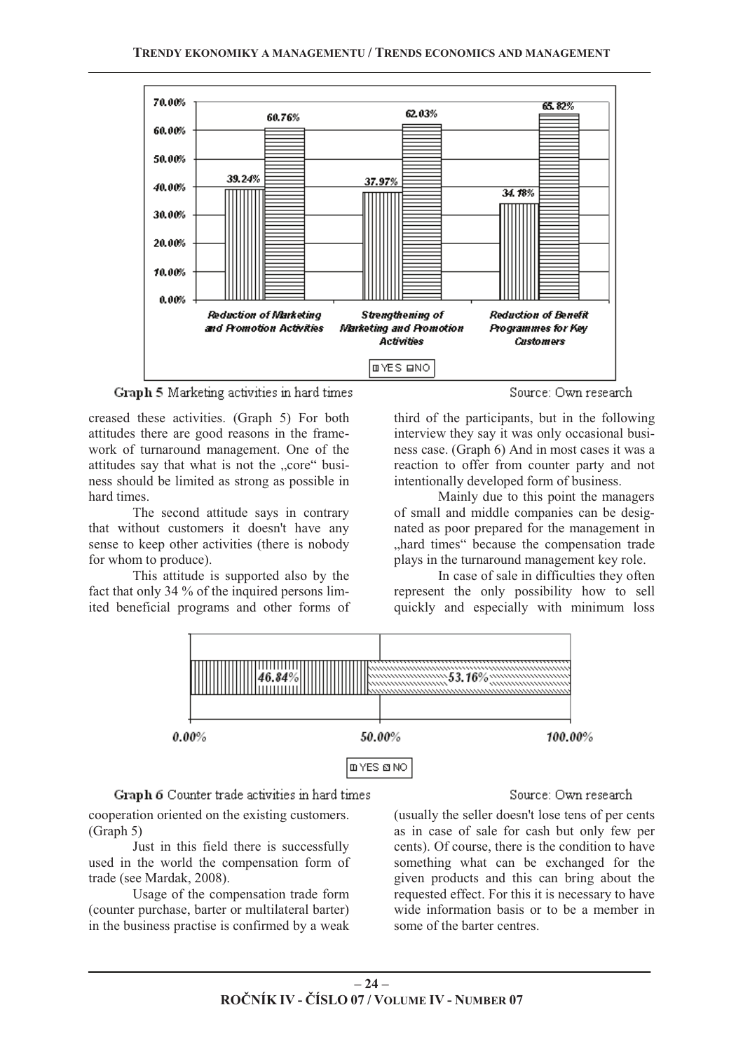Graph 5 Marketing activities in hard times

Source: Own research

creased these activities. (Graph 5) For both attitudes there are good reasons in the framework of turnaround management. One of the attitudes say that what is not the „core“ business should be limited as strong as possible in hard times.

The second attitude says in contrary that without customers it doesn't have any sense to keep other activities (there is nobody for whom to produce).

This attitude is supported also by the fact that only 34 % of the inquired persons limited beneficial programs and other forms of cooperation oriented on the existing customers. (Graph 5)

Just in this field there is successfully used in the world the compensation form of trade (see Mardak, 2008).

Usage of the compensation trade form (counter purchase, barter or multilateral barter) in the business practise is confirmed by a weak third of the participants, but in the following interview they say it was only occasional business case. (Graph 6) And in most cases it was a reaction to offer from counter party and not intentionally developed form of business.

Mainly due to this point the managers of small and middle companies can be designated as poor prepared for the management in „hard times“ because the compensation trade plays in the turnaround management key role.

In case of sale in difficulties they often represent the only possibility how to sell quickly and especially with minimum loss (usually the seller doesn't lose tens of per cents as in case of sale for cash but only few per cents). Of course, there is the condition to have something what can be exchanged for the given products and this can bring about the requested effect. For this it is necessary to have wide information basis or to be a member in some of the barter centres.

Graph 6 Counter trade activities in hard times

Source: Own research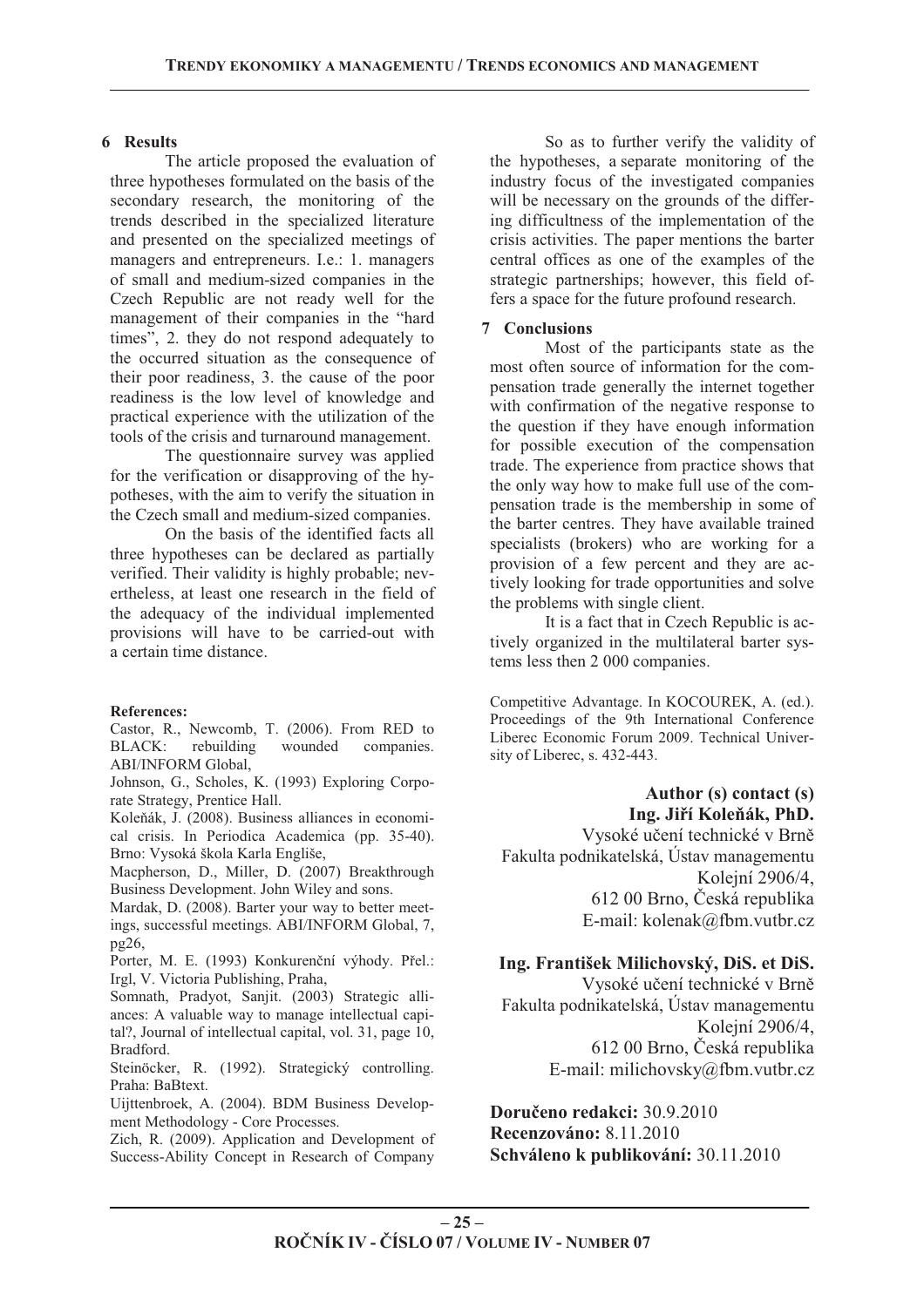## 6 Results

The article proposed the evaluation of three hypotheses formulated on the basis of the secondary research, the monitoring of the trends described in the specialized literature and presented on the specialized meetings of managers and entrepreneurs. I.e.: 1. managers of small and medium-sized companies in the Czech Republic are not ready well for the management of their companies in the "hard times", 2. they do not respond adequately to the occurred situation as the consequence of their poor readiness, 3. the cause of the poor readiness is the low level of knowledge and practical experience with the utilization of the tools of the crisis and turnaround management.

The questionnaire survey was applied for the verification or disapproving of the hypotheses, with the aim to verify the situation in the Czech small and medium-sized companies.

On the basis of the identified facts all three hypotheses can be declared as partially verified. Their validity is highly probable; nevertheless, at least one research in the field of the adequacy of the individual implemented provisions will have to be carried-out with a certain time distance.

So as to further verify the validity of the hypotheses, a separate monitoring of the industry focus of the investigated companies will be necessary on the grounds of the differing difficultness of the implementation of the crisis activities. The paper mentions the barter central offices as one of the examples of the strategic partnerships; however, this field offers a space for the future profound research.

## 7 Conclusions

Most of the participants state as the most often source of information for the compensation trade generally the internet together with confirmation of the negative response to the question if they have enough information for possible execution of the compensation trade. The experience from practice shows that the only way how to make full use of the compensation trade is the membership in some of the barter centres. They have available trained specialists (brokers) who are working for a provision of a few percent and they are actively looking for trade opportunities and solve the problems with single client.

It is a fact that in Czech Republic is actively organized in the multilateral barter systems less then 2 000 companies.

**References:**

Castor, R., Newcomb, T. (2006). From RED to BLACK: rebuilding wounded companies. ABI/INFORM Global,

Johnson, G., Scholes, K. (1993) Exploring Corporate Strategy, Prentice Hall.

Koleňák, J. (2008). Business alliances in economical crisis. In Periodica Academica (pp. 35-40). Brno: Vysoká škola Karla Engliše,

Macpherson, D., Miller, D. (2007) Breakthrough Business Development. John Wiley and sons.

Mardak, D. (2008). Barter your way to better meetings, successful meetings. ABI/INFORM Global, 7, pg26,

Porter, M. E. (1993) Konkurenční výhody. Přel.: Irgl, V. Victoria Publishing, Praha,

Somnath, Pradyot, Sanjit. (2003) Strategic alliances: A valuable way to manage intellectual capital?, Journal of intellectual capital, vol. 31, page 10, Bradford.

Steinöcker, R. (1992). Strategický controlling. Praha: BaBtext.

Uijttenbroek, A. (2004). BDM Business Development Methodology - Core Processes.

Zich, R. (2009). Application and Development of Success-Ability Concept in Research of Company Competitive Advantage. In KOCOUREK, A. (ed.). Proceedings of the 9th International Conference Liberec Economic Forum 2009. Technical University of Liberec, s. 432-443.

**Author (s) contact (s)**

**Ing. Jiří Koleňák, PhD.**
Vysoké učení technické v Brně
Fakulta podnikatelská, Ústav managementu
Kolejní 2906/4,
612 00 Brno, Česká republika
E-mail: kolenak@fbm.vutbr.cz

**Ing. František Milichovský, DiS. et DiS.**
Vysoké učení technické v Brně
Fakulta podnikatelská, Ústav managementu
Kolejní 2906/4,
612 00 Brno, Česká republika
E-mail: milichovsky@fbm.vutbr.cz

**Doručeno redakci:** 30.9.2010
**Recenzováno:** 8.11.2010
**Schváleno k publikování:** 30.11.2010